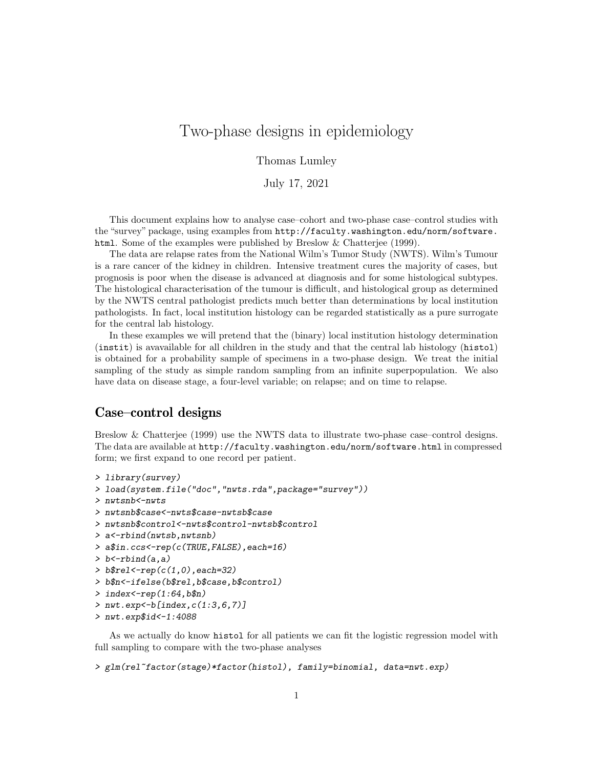# Two-phase designs in epidemiology

Thomas Lumley

July 17, 2021

This document explains how to analyse case–cohort and two-phase case–control studies with the "survey" package, using examples from `http://faculty.washington.edu/norm/software.html`. Some of the examples were published by Breslow & Chatterjee (1999).

The data are relapse rates from the National Wilm's Tumor Study (NWTS). Wilm's Tumour is a rare cancer of the kidney in children. Intensive treatment cures the majority of cases, but prognosis is poor when the disease is advanced at diagnosis and for some histological subtypes. The histological characterisation of the tumour is difficult, and histological group as determined by the NWTS central pathologist predicts much better than determinations by local institution pathologists. In fact, local institution histology can be regarded statistically as a pure surrogate for the central lab histology.

In these examples we will pretend that the (binary) local institution histology determination (`instit`) is avavailable for all children in the study and that the central lab histology (`histol`) is obtained for a probability sample of specimens in a two-phase design. We treat the initial sampling of the study as simple random sampling from an infinite superpopulation. We also have data on disease stage, a four-level variable; on relapse; and on time to relapse.

## Case–control designs

Breslow & Chatterjee (1999) use the NWTS data to illustrate two-phase case–control designs. The data are available at `http://faculty.washington.edu/norm/software.html` in compressed form; we first expand to one record per patient.

```
> library(survey)
> load(system.file("doc","nwts.rda",package="survey"))
> nwtsnb<-nwts
> nwtsnb$case<-nwts$case-nwtsb$case
> nwtsnb$control<-nwts$control-nwtsb$control
> a<-rbind(nwtsb,nwtsnb)
> a$in.ccs<-rep(c(TRUE,FALSE),each=16)
> b<-rbind(a,a)
> b$rel<-rep(c(1,0),each=32)
> b$n<-ifelse(b$rel,b$case,b$control)
> index<-rep(1:64,b$n)
> nwt.exp<-b[index,c(1:3,6,7)]
> nwt.exp$id<-1:4088
```

As we actually do know `histol` for all patients we can fit the logistic regression model with full sampling to compare with the two-phase analyses

```
> glm(rel~factor(stage)*factor(histol), family=binomial, data=nwt.exp)
```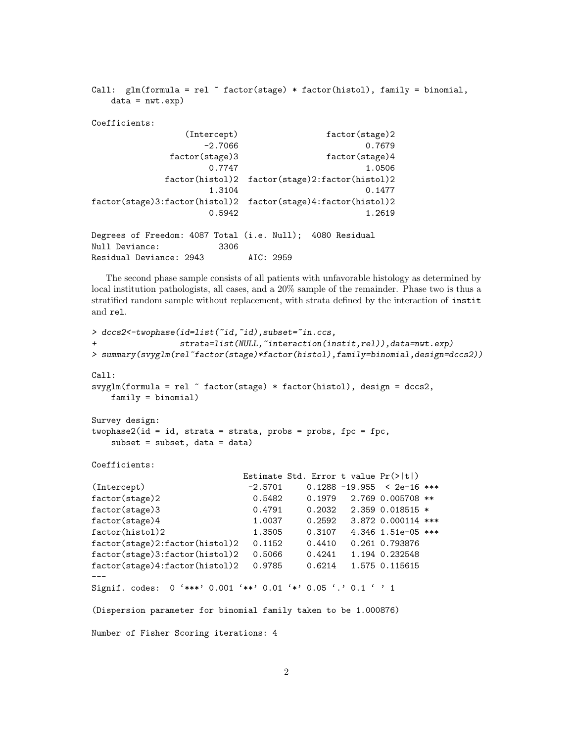```
Call:  glm(formula = rel ~ factor(stage) * factor(histol), family = binomial,
    data = nwt.exp)

Coefficients:
                  (Intercept)                 factor(stage)2
                      -2.7066                         0.7679
               factor(stage)3                 factor(stage)4
                       0.7747                         1.0506
              factor(histol)2  factor(stage)2:factor(histol)2
                       1.3104                         0.1477
factor(stage)3:factor(histol)2  factor(stage)4:factor(histol)2
                       0.5942                         1.2619

Degrees of Freedom: 4087 Total (i.e. Null);  4080 Residual
Null Deviance:          3306
Residual Deviance: 2943         AIC: 2959
```

The second phase sample consists of all patients with unfavorable histology as determined by local institution pathologists, all cases, and a 20% sample of the remainder. Phase two is thus a stratified random sample without replacement, with strata defined by the interaction of `instit` and `rel`.

```
> dccs2<-twophase(id=list(~id,~id),subset=~in.ccs,
+                 strata=list(NULL,~interaction(instit,rel)),data=nwt.exp)
> summary(svyglm(rel~factor(stage)*factor(histol),family=binomial,design=dccs2))

Call:
svyglm(formula = rel ~ factor(stage) * factor(histol), design = dccs2,
    family = binomial)

Survey design:
twophase2(id = id, strata = strata, probs = probs, fpc = fpc,
    subset = subset, data = data)

Coefficients:
                               Estimate Std. Error t value Pr(>|t|)
(Intercept)                     -2.5701     0.1288 -19.955  < 2e-16 ***
factor(stage)2                   0.5482     0.1979   2.769 0.005708 **
factor(stage)3                   0.4791     0.2032   2.359 0.018515 *
factor(stage)4                   1.0037     0.2592   3.872 0.000114 ***
factor(histol)2                  1.3505     0.3107   4.346 1.51e-05 ***
factor(stage)2:factor(histol)2   0.1152     0.4410   0.261 0.793876
factor(stage)3:factor(histol)2   0.5066     0.4241   1.194 0.232548
factor(stage)4:factor(histol)2   0.9785     0.6214   1.575 0.115615
---
Signif. codes:  0 '***' 0.001 '**' 0.01 '*' 0.05 '.' 0.1 ' ' 1

(Dispersion parameter for binomial family taken to be 1.000876)

Number of Fisher Scoring iterations: 4
```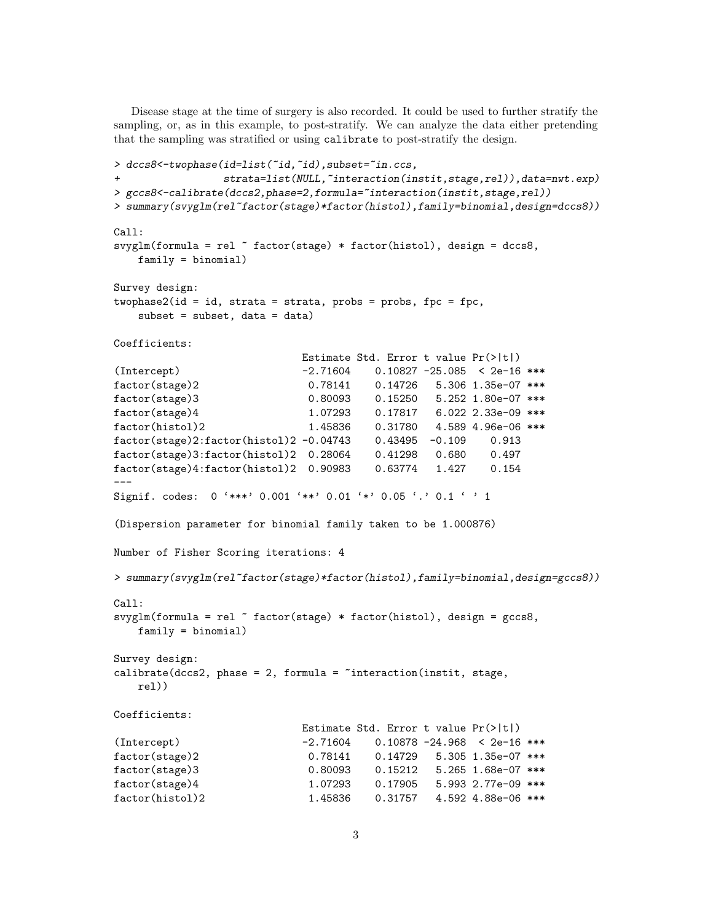Disease stage at the time of surgery is also recorded. It could be used to further stratify the sampling, or, as in this example, to post-stratify. We can analyze the data either pretending that the sampling was stratified or using `calibrate` to post-stratify the design.

```
> dccs8<-twophase(id=list(~id,~id),subset=~in.ccs,
+                 strata=list(NULL,~interaction(instit,stage,rel)),data=nwt.exp)
> gccs8<-calibrate(dccs2,phase=2,formula=~interaction(instit,stage,rel))
> summary(svyglm(rel~factor(stage)*factor(histol),family=binomial,design=dccs8))

Call:
svyglm(formula = rel ~ factor(stage) * factor(histol), design = dccs8,
    family = binomial)

Survey design:
twophase2(id = id, strata = strata, probs = probs, fpc = fpc,
    subset = subset, data = data)

Coefficients:
                               Estimate Std. Error t value Pr(>|t|)
(Intercept)                    -2.71604    0.10827 -25.085  < 2e-16 ***
factor(stage)2                  0.78141    0.14726   5.306 1.35e-07 ***
factor(stage)3                  0.80093    0.15250   5.252 1.80e-07 ***
factor(stage)4                  1.07293    0.17817   6.022 2.33e-09 ***
factor(histol)2                 1.45836    0.31780   4.589 4.96e-06 ***
factor(stage)2:factor(histol)2 -0.04743    0.43495  -0.109    0.913
factor(stage)3:factor(histol)2  0.28064    0.41298   0.680    0.497
factor(stage)4:factor(histol)2  0.90983    0.63774   1.427    0.154
---
Signif. codes:  0 '***' 0.001 '**' 0.01 '*' 0.05 '.' 0.1 ' ' 1

(Dispersion parameter for binomial family taken to be 1.000876)

Number of Fisher Scoring iterations: 4

> summary(svyglm(rel~factor(stage)*factor(histol),family=binomial,design=gccs8))

Call:
svyglm(formula = rel ~ factor(stage) * factor(histol), design = gccs8,
    family = binomial)

Survey design:
calibrate(dccs2, phase = 2, formula = ~interaction(instit, stage,
    rel))

Coefficients:
                               Estimate Std. Error t value Pr(>|t|)
(Intercept)                    -2.71604    0.10878 -24.968  < 2e-16 ***
factor(stage)2                  0.78141    0.14729   5.305 1.35e-07 ***
factor(stage)3                  0.80093    0.15212   5.265 1.68e-07 ***
factor(stage)4                  1.07293    0.17905   5.993 2.77e-09 ***
factor(histol)2                 1.45836    0.31757   4.592 4.88e-06 ***
```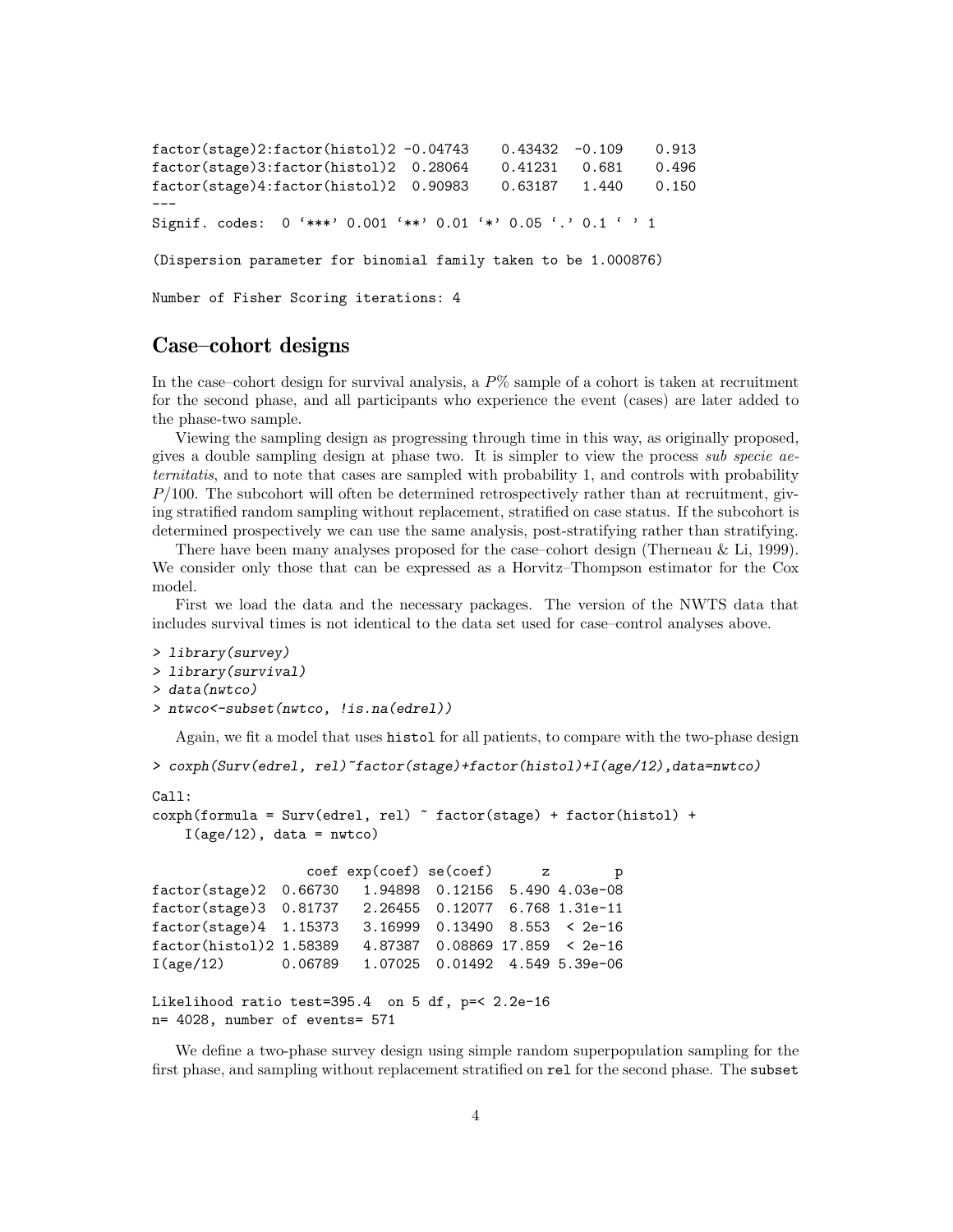```
factor(stage)2:factor(histol)2 -0.04743    0.43432  -0.109    0.913
factor(stage)3:factor(histol)2  0.28064    0.41231   0.681    0.496
factor(stage)4:factor(histol)2  0.90983    0.63187   1.440    0.150
---
Signif. codes:  0 '***' 0.001 '**' 0.01 '*' 0.05 '.' 0.1 ' ' 1

(Dispersion parameter for binomial family taken to be 1.000876)

Number of Fisher Scoring iterations: 4
```

## Case–cohort designs

In the case–cohort design for survival analysis, a $P\%$ sample of a cohort is taken at recruitment for the second phase, and all participants who experience the event (cases) are later added to the phase-two sample.

Viewing the sampling design as progressing through time in this way, as originally proposed, gives a double sampling design at phase two. It is simpler to view the process *sub specie aeternitatis*, and to note that cases are sampled with probability 1, and controls with probability $P/100$. The subcohort will often be determined retrospectively rather than at recruitment, giving stratified random sampling without replacement, stratified on case status. If the subcohort is determined prospectively we can use the same analysis, post-stratifying rather than stratifying.

There have been many analyses proposed for the case–cohort design (Therneau & Li, 1999). We consider only those that can be expressed as a Horvitz–Thompson estimator for the Cox model.

First we load the data and the necessary packages. The version of the NWTS data that includes survival times is not identical to the data set used for case–control analyses above.

```
> library(survey)
> library(survival)
> data(nwtco)
> ntwco<-subset(nwtco, !is.na(edrel))
```

Again, we fit a model that uses `histol` for all patients, to compare with the two-phase design

```
> coxph(Surv(edrel, rel)~factor(stage)+factor(histol)+I(age/12),data=nwtco)

Call:
coxph(formula = Surv(edrel, rel) ~ factor(stage) + factor(histol) +
    I(age/12), data = nwtco)

                  coef exp(coef) se(coef)      z        p
factor(stage)2  0.66730   1.94898  0.12156  5.490 4.03e-08
factor(stage)3  0.81737   2.26455  0.12077  6.768 1.31e-11
factor(stage)4  1.15373   3.16999  0.13490  8.553  < 2e-16
factor(histol)2 1.58389   4.87387  0.08869 17.859  < 2e-16
I(age/12)       0.06789   1.07025  0.01492  4.549 5.39e-06

Likelihood ratio test=395.4  on 5 df, p=< 2.2e-16
n= 4028, number of events= 571
```

We define a two-phase survey design using simple random superpopulation sampling for the first phase, and sampling without replacement stratified on `rel` for the second phase. The `subset`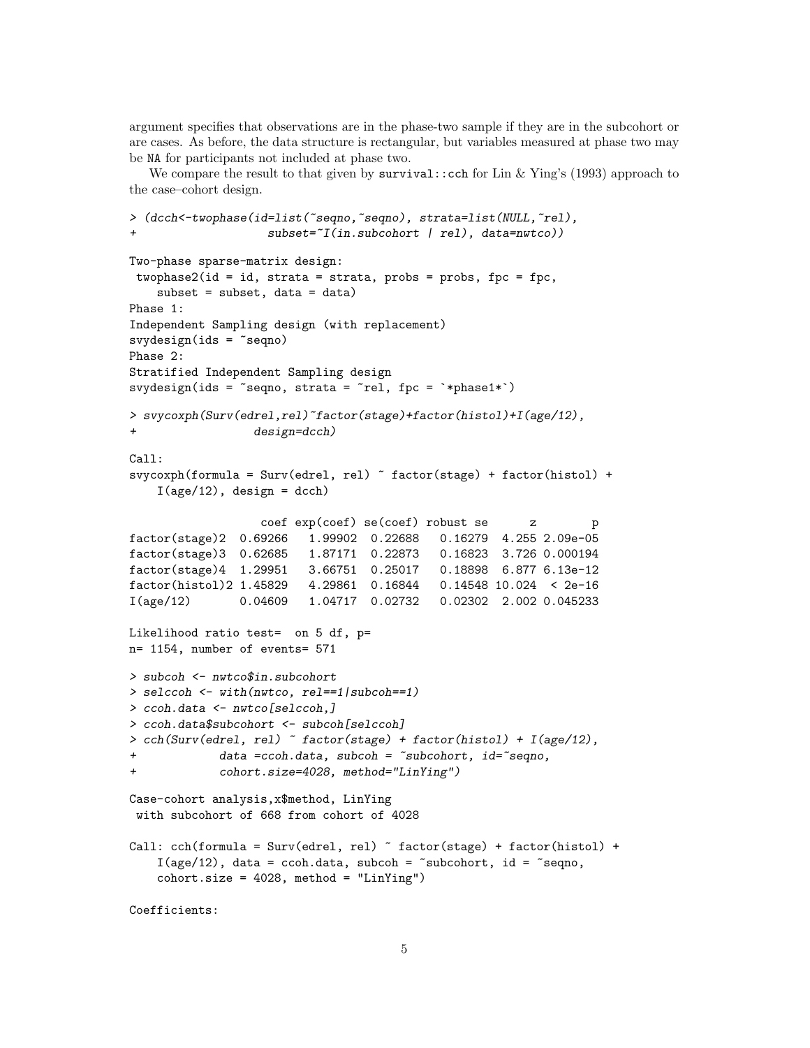argument specifies that observations are in the phase-two sample if they are in the subcohort or are cases. As before, the data structure is rectangular, but variables measured at phase two may be NA for participants not included at phase two.

We compare the result to that given by survival::cch for Lin & Ying's (1993) approach to the case–cohort design.

```
> (dcch<-twophase(id=list(~seqno,~seqno), strata=list(NULL,~rel),
+                  subset=~I(in.subcohort | rel), data=nwtco))

Two-phase sparse-matrix design:
 twophase2(id = id, strata = strata, probs = probs, fpc = fpc,
    subset = subset, data = data)
Phase 1:
Independent Sampling design (with replacement)
svydesign(ids = ~seqno)
Phase 2:
Stratified Independent Sampling design
svydesign(ids = ~seqno, strata = ~rel, fpc = `*phase1*`)

> svycoxph(Surv(edrel,rel)~factor(stage)+factor(histol)+I(age/12),
+                 design=dcch)

Call:
svycoxph(formula = Surv(edrel, rel) ~ factor(stage) + factor(histol) +
    I(age/12), design = dcch)

                   coef exp(coef) se(coef) robust se      z        p
factor(stage)2  0.69266   1.99902  0.22688   0.16279  4.255 2.09e-05
factor(stage)3  0.62685   1.87171  0.22873   0.16823  3.726 0.000194
factor(stage)4  1.29951   3.66751  0.25017   0.18898  6.877 6.13e-12
factor(histol)2 1.45829   4.29861  0.16844   0.14548 10.024  < 2e-16
I(age/12)       0.04609   1.04717  0.02732   0.02302  2.002 0.045233

Likelihood ratio test=  on 5 df, p=
n= 1154, number of events= 571

> subcoh <- nwtco$in.subcohort
> selccoh <- with(nwtco, rel==1|subcoh==1)
> ccoh.data <- nwtco[selccoh,]
> ccoh.data$subcohort <- subcoh[selccoh]
> cch(Surv(edrel, rel) ~ factor(stage) + factor(histol) + I(age/12),
+            data =ccoh.data, subcoh = ~subcohort, id=~seqno,
+            cohort.size=4028, method="LinYing")

Case-cohort analysis,x$method, LinYing
 with subcohort of 668 from cohort of 4028

Call: cch(formula = Surv(edrel, rel) ~ factor(stage) + factor(histol) +
    I(age/12), data = ccoh.data, subcoh = ~subcohort, id = ~seqno,
    cohort.size = 4028, method = "LinYing")

Coefficients:
```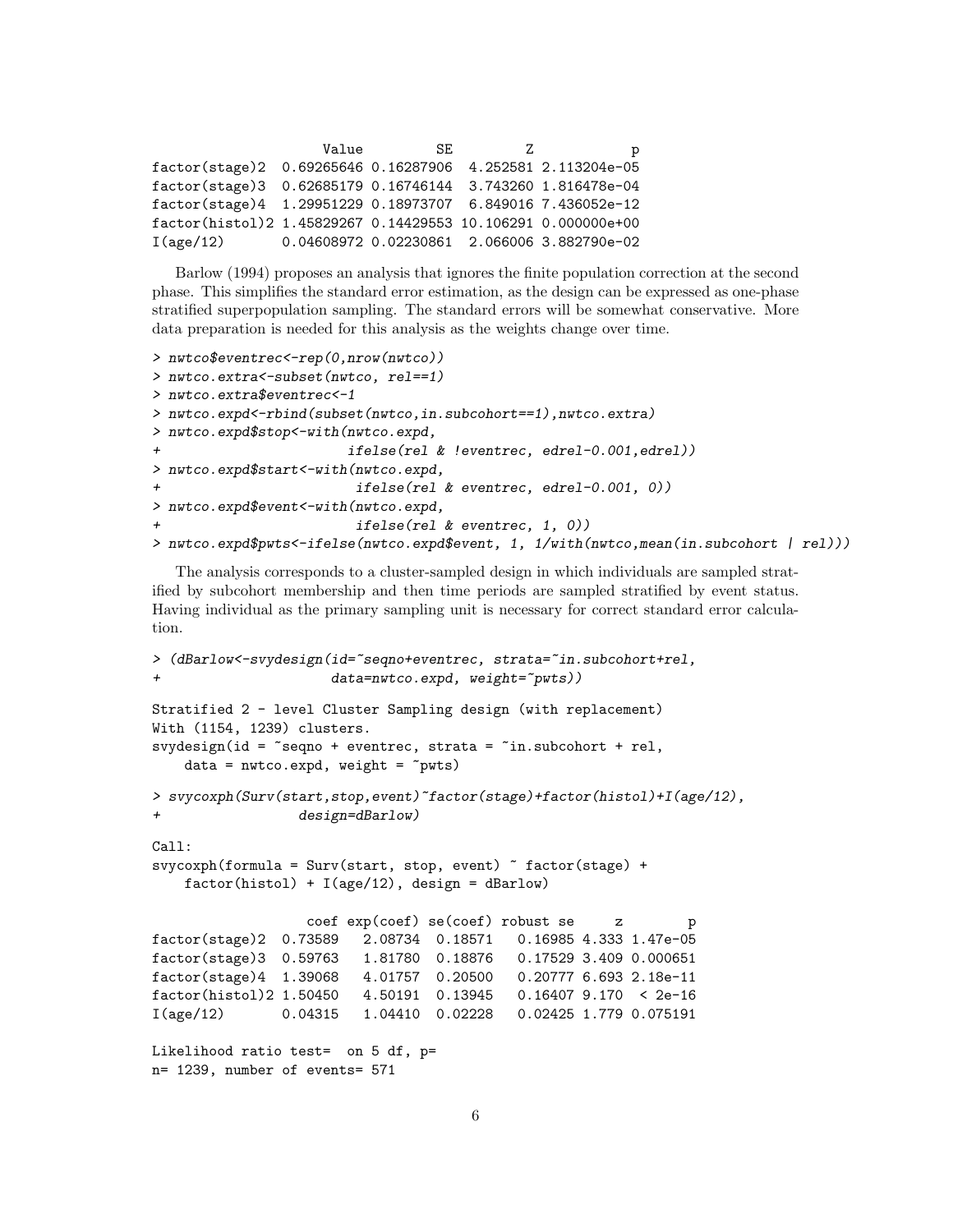```
                      Value         SE         Z            p
factor(stage)2  0.69265646 0.16287906  4.252581 2.113204e-05
factor(stage)3  0.62685179 0.16746144  3.743260 1.816478e-04
factor(stage)4  1.29951229 0.18973707  6.849016 7.436052e-12
factor(histol)2 1.45829267 0.14429553 10.106291 0.000000e+00
I(age/12)       0.04608972 0.02230861  2.066006 3.882790e-02
```

Barlow (1994) proposes an analysis that ignores the finite population correction at the second phase. This simplifies the standard error estimation, as the design can be expressed as one-phase stratified superpopulation sampling. The standard errors will be somewhat conservative. More data preparation is needed for this analysis as the weights change over time.

```
> nwtco$eventrec<-rep(0,nrow(nwtco))
> nwtco.extra<-subset(nwtco, rel==1)
> nwtco.extra$eventrec<-1
> nwtco.expd<-rbind(subset(nwtco,in.subcohort==1),nwtco.extra)
> nwtco.expd$stop<-with(nwtco.expd,
+                      ifelse(rel & !eventrec, edrel-0.001,edrel))
> nwtco.expd$start<-with(nwtco.expd,
+                       ifelse(rel & eventrec, edrel-0.001, 0))
> nwtco.expd$event<-with(nwtco.expd,
+                       ifelse(rel & eventrec, 1, 0))
> nwtco.expd$pwts<-ifelse(nwtco.expd$event, 1, 1/with(nwtco,mean(in.subcohort | rel)))
```

The analysis corresponds to a cluster-sampled design in which individuals are sampled stratified by subcohort membership and then time periods are sampled stratified by event status. Having individual as the primary sampling unit is necessary for correct standard error calculation.

```
> (dBarlow<-svydesign(id=~seqno+eventrec, strata=~in.subcohort+rel,
+                    data=nwtco.expd, weight=~pwts))

Stratified 2 - level Cluster Sampling design (with replacement)
With (1154, 1239) clusters.
svydesign(id = ~seqno + eventrec, strata = ~in.subcohort + rel,
    data = nwtco.expd, weight = ~pwts)

> svycoxph(Surv(start,stop,event)~factor(stage)+factor(histol)+I(age/12),
+                design=dBarlow)

Call:
svycoxph(formula = Surv(start, stop, event) ~ factor(stage) +
    factor(histol) + I(age/12), design = dBarlow)

                   coef exp(coef) se(coef) robust se     z        p
factor(stage)2  0.73589   2.08734  0.18571   0.16985 4.333 1.47e-05
factor(stage)3  0.59763   1.81780  0.18876   0.17529 3.409 0.000651
factor(stage)4  1.39068   4.01757  0.20500   0.20777 6.693 2.18e-11
factor(histol)2 1.50450   4.50191  0.13945   0.16407 9.170  < 2e-16
I(age/12)       0.04315   1.04410  0.02228   0.02425 1.779 0.075191

Likelihood ratio test=  on 5 df, p=
n= 1239, number of events= 571
```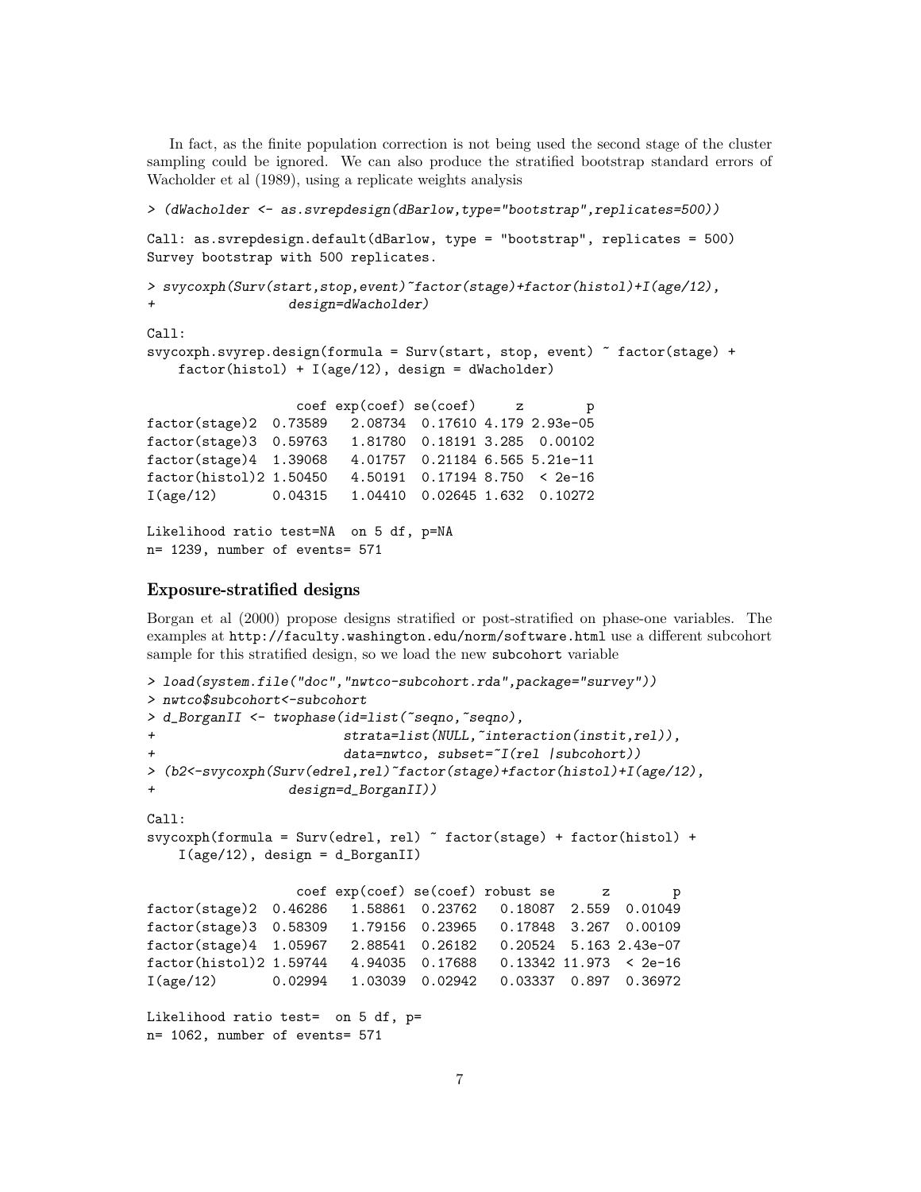In fact, as the finite population correction is not being used the second stage of the cluster sampling could be ignored. We can also produce the stratified bootstrap standard errors of Wacholder et al (1989), using a replicate weights analysis

```
> (dWacholder <- as.svrepdesign(dBarlow,type="bootstrap",replicates=500))
Call: as.svrepdesign.default(dBarlow, type = "bootstrap", replicates = 500)
Survey bootstrap with 500 replicates.
> svycoxph(Surv(start,stop,event)~factor(stage)+factor(histol)+I(age/12),
+                 design=dWacholder)
Call:
svycoxph.svyrep.design(formula = Surv(start, stop, event) ~ factor(stage) +
    factor(histol) + I(age/12), design = dWacholder)

                   coef exp(coef) se(coef)     z        p
factor(stage)2  0.73589   2.08734  0.17610 4.179 2.93e-05
factor(stage)3  0.59763   1.81780  0.18191 3.285  0.00102
factor(stage)4  1.39068   4.01757  0.21184 6.565 5.21e-11
factor(histol)2 1.50450   4.50191  0.17194 8.750  < 2e-16
I(age/12)       0.04315   1.04410  0.02645 1.632  0.10272

Likelihood ratio test=NA  on 5 df, p=NA
n= 1239, number of events= 571
```

### Exposure-stratified designs

Borgan et al (2000) propose designs stratified or post-stratified on phase-one variables. The examples at http://faculty.washington.edu/norm/software.html use a different subcohort sample for this stratified design, so we load the new subcohort variable

```
> load(system.file("doc","nwtco-subcohort.rda",package="survey"))
> nwtco$subcohort<-subcohort
> d_BorganII <- twophase(id=list(~seqno,~seqno),
+                        strata=list(NULL,~interaction(instit,rel)),
+                        data=nwtco, subset=~I(rel |subcohort))
> (b2<-svycoxph(Surv(edrel,rel)~factor(stage)+factor(histol)+I(age/12),
+                design=d_BorganII))
Call:
svycoxph(formula = Surv(edrel, rel) ~ factor(stage) + factor(histol) +
    I(age/12), design = d_BorganII)

                   coef exp(coef) se(coef) robust se      z        p
factor(stage)2  0.46286   1.58861  0.23762   0.18087  2.559  0.01049
factor(stage)3  0.58309   1.79156  0.23965   0.17848  3.267  0.00109
factor(stage)4  1.05967   2.88541  0.26182   0.20524  5.163 2.43e-07
factor(histol)2 1.59744   4.94035  0.17688   0.13342 11.973  < 2e-16
I(age/12)       0.02994   1.03039  0.02942   0.03337  0.897  0.36972

Likelihood ratio test=  on 5 df, p=
n= 1062, number of events= 571
```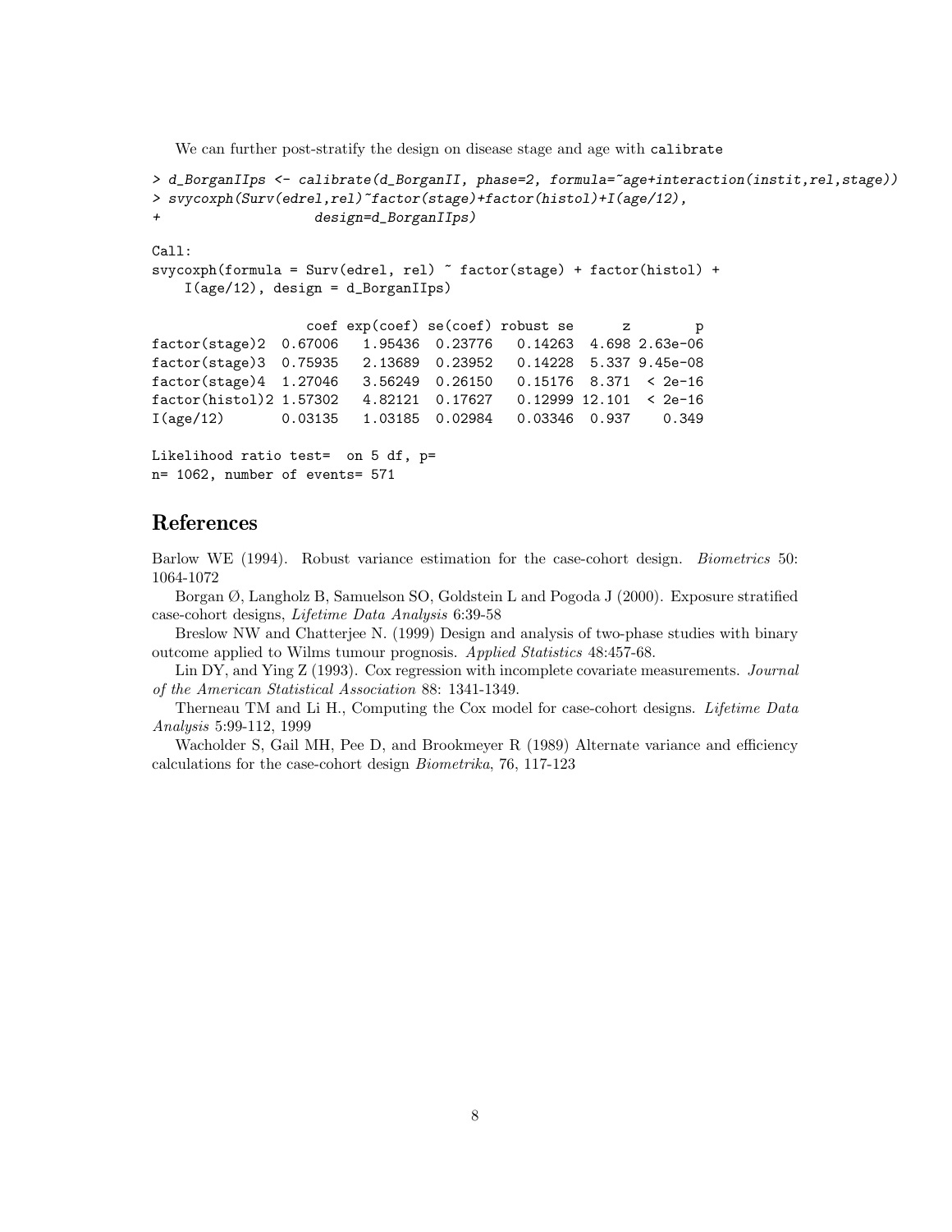We can further post-stratify the design on disease stage and age with `calibrate`

```
> d_BorganIIps <- calibrate(d_BorganII, phase=2, formula=~age+interaction(instit,rel,stage))
> svycoxph(Surv(edrel,rel)~factor(stage)+factor(histol)+I(age/12),
+                   design=d_BorganIIps)

Call:
svycoxph(formula = Surv(edrel, rel) ~ factor(stage) + factor(histol) +
    I(age/12), design = d_BorganIIps)

                   coef exp(coef) se(coef) robust se      z        p
factor(stage)2  0.67006   1.95436  0.23776   0.14263  4.698 2.63e-06
factor(stage)3  0.75935   2.13689  0.23952   0.14228  5.337 9.45e-08
factor(stage)4  1.27046   3.56249  0.26150   0.15176  8.371  < 2e-16
factor(histol)2 1.57302   4.82121  0.17627   0.12999 12.101  < 2e-16
I(age/12)       0.03135   1.03185  0.02984   0.03346  0.937    0.349

Likelihood ratio test=  on 5 df, p=
n= 1062, number of events= 571
```

## References

Barlow WE (1994). Robust variance estimation for the case-cohort design. *Biometrics* 50: 1064-1072

Borgan Ø, Langholz B, Samuelson SO, Goldstein L and Pogoda J (2000). Exposure stratified case-cohort designs, *Lifetime Data Analysis* 6:39-58

Breslow NW and Chatterjee N. (1999) Design and analysis of two-phase studies with binary outcome applied to Wilms tumour prognosis. *Applied Statistics* 48:457-68.

Lin DY, and Ying Z (1993). Cox regression with incomplete covariate measurements. *Journal of the American Statistical Association* 88: 1341-1349.

Therneau TM and Li H., Computing the Cox model for case-cohort designs. *Lifetime Data Analysis* 5:99-112, 1999

Wacholder S, Gail MH, Pee D, and Brookmeyer R (1989) Alternate variance and efficiency calculations for the case-cohort design *Biometrika*, 76, 117-123